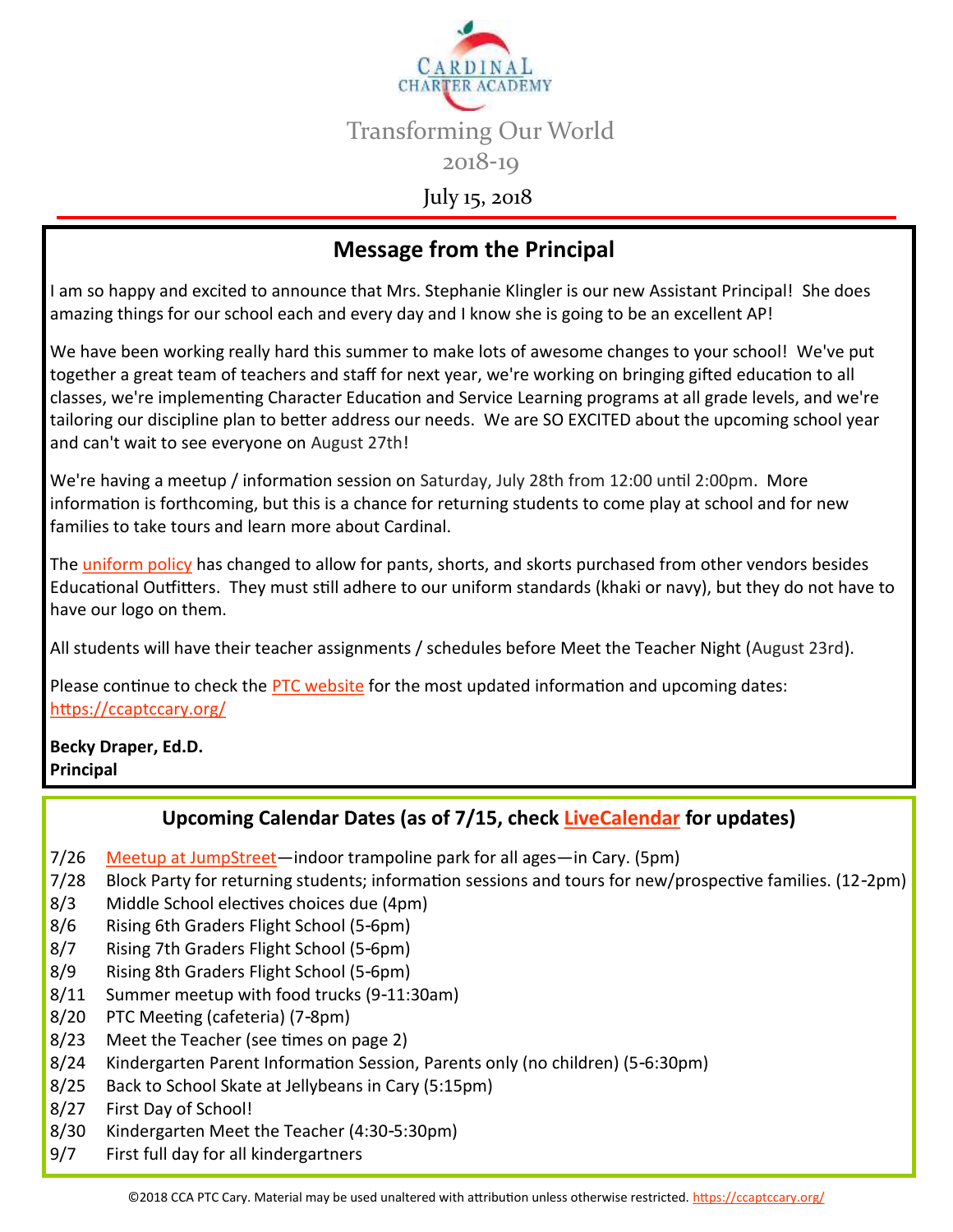# Cardinal Charter Academy

## Transforming Our World
## 2018-19

July 15, 2018

## Message from the Principal

I am so happy and excited to announce that Mrs. Stephanie Klingler is our new Assistant Principal! She does amazing things for our school each and every day and I know she is going to be an excellent AP!

We have been working really hard this summer to make lots of awesome changes to your school! We've put together a great team of teachers and staff for next year, we're working on bringing gifted education to all classes, we're implementing Character Education and Service Learning programs at all grade levels, and we're tailoring our discipline plan to better address our needs. We are SO EXCITED about the upcoming school year and can't wait to see everyone on August 27th!

We're having a meetup / information session on Saturday, July 28th from 12:00 until 2:00pm. More information is forthcoming, but this is a chance for returning students to come play at school and for new families to take tours and learn more about Cardinal.

The uniform policy has changed to allow for pants, shorts, and skorts purchased from other vendors besides Educational Outfitters. They must still adhere to our uniform standards (khaki or navy), but they do not have to have our logo on them.

All students will have their teacher assignments / schedules before Meet the Teacher Night (August 23rd).

Please continue to check the PTC website for the most updated information and upcoming dates: https://ccaptccary.org/

**Becky Draper, Ed.D.**
**Principal**

## Upcoming Calendar Dates (as of 7/15, check LiveCalendar for updates)

- 7/26 Meetup at JumpStreet—indoor trampoline park for all ages—in Cary. (5pm)
- 7/28 Block Party for returning students; information sessions and tours for new/prospective families. (12-2pm)
- 8/3 Middle School electives choices due (4pm)
- 8/6 Rising 6th Graders Flight School (5-6pm)
- 8/7 Rising 7th Graders Flight School (5-6pm)
- 8/9 Rising 8th Graders Flight School (5-6pm)
- 8/11 Summer meetup with food trucks (9-11:30am)
- 8/20 PTC Meeting (cafeteria) (7-8pm)
- 8/23 Meet the Teacher (see times on page 2)
- 8/24 Kindergarten Parent Information Session, Parents only (no children) (5-6:30pm)
- 8/25 Back to School Skate at Jellybeans in Cary (5:15pm)
- 8/27 First Day of School!
- 8/30 Kindergarten Meet the Teacher (4:30-5:30pm)
- 9/7 First full day for all kindergartners

©2018 CCA PTC Cary. Material may be used unaltered with attribution unless otherwise restricted. https://ccaptccary.org/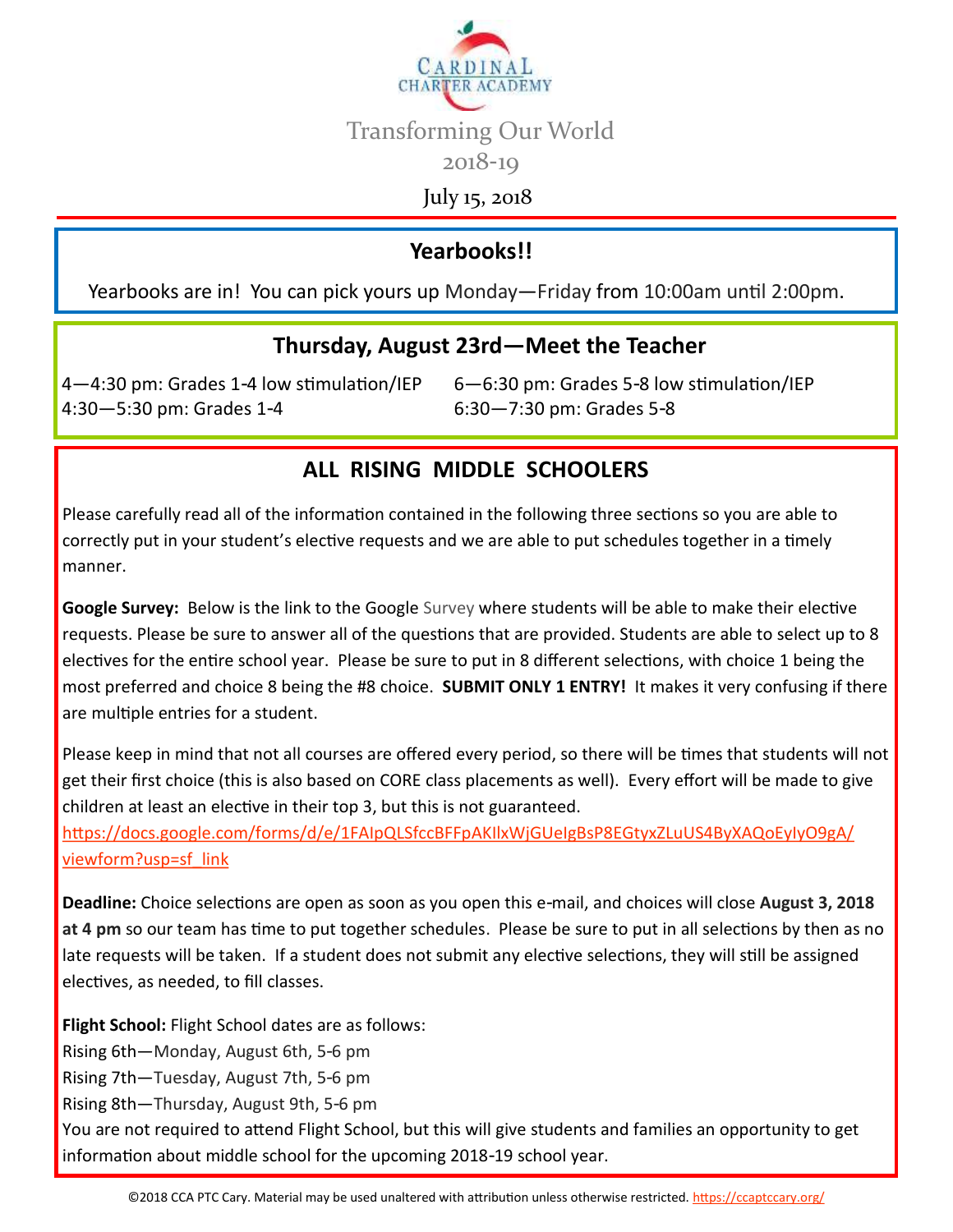Cardinal Charter Academy

Transforming Our World

2018-19

July 15, 2018

## Yearbooks!!

Yearbooks are in! You can pick yours up Monday—Friday from 10:00am until 2:00pm.

## Thursday, August 23rd—Meet the Teacher

4—4:30 pm: Grades 1-4 low stimulation/IEP
4:30—5:30 pm: Grades 1-4

6—6:30 pm: Grades 5-8 low stimulation/IEP
6:30—7:30 pm: Grades 5-8

## ALL RISING MIDDLE SCHOOLERS

Please carefully read all of the information contained in the following three sections so you are able to correctly put in your student's elective requests and we are able to put schedules together in a timely manner.

**Google Survey:** Below is the link to the Google Survey where students will be able to make their elective requests. Please be sure to answer all of the questions that are provided. Students are able to select up to 8 electives for the entire school year. Please be sure to put in 8 different selections, with choice 1 being the most preferred and choice 8 being the #8 choice. **SUBMIT ONLY 1 ENTRY!** It makes it very confusing if there are multiple entries for a student.

Please keep in mind that not all courses are offered every period, so there will be times that students will not get their first choice (this is also based on CORE class placements as well). Every effort will be made to give children at least an elective in their top 3, but this is not guaranteed.
https://docs.google.com/forms/d/e/1FAIpQLSfccBFFpAKIlxWjGUeIgBsP8EGtyxZLuUS4ByXAQoEyIyO9gA/viewform?usp=sf_link

**Deadline:** Choice selections are open as soon as you open this e-mail, and choices will close **August 3, 2018 at 4 pm** so our team has time to put together schedules. Please be sure to put in all selections by then as no late requests will be taken. If a student does not submit any elective selections, they will still be assigned electives, as needed, to fill classes.

**Flight School:** Flight School dates are as follows:
Rising 6th—Monday, August 6th, 5-6 pm
Rising 7th—Tuesday, August 7th, 5-6 pm
Rising 8th—Thursday, August 9th, 5-6 pm
You are not required to attend Flight School, but this will give students and families an opportunity to get information about middle school for the upcoming 2018-19 school year.

©2018 CCA PTC Cary. Material may be used unaltered with attribution unless otherwise restricted. https://ccaptccary.org/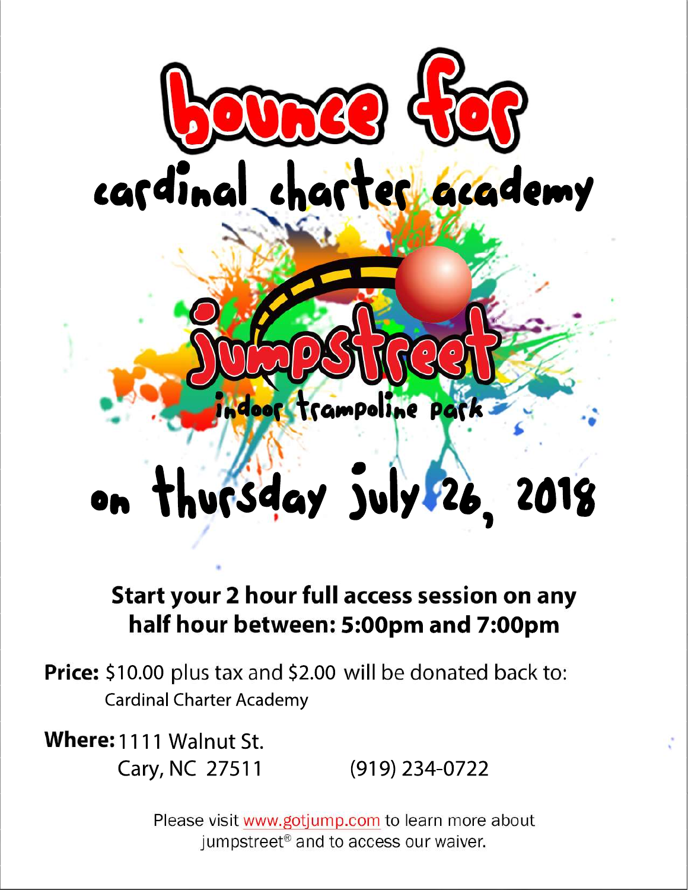# bounce for

## cardinal charter academy

jumpstreet

indoor trampoline park

## on thursday july 26, 2018

**Start your 2 hour full access session on any half hour between: 5:00pm and 7:00pm**

**Price:** $10.00 plus tax and $2.00 will be donated back to: Cardinal Charter Academy

**Where:** 1111 Walnut St.
Cary, NC 27511 (919) 234-0722

Please visit www.gotjump.com to learn more about jumpstreet® and to access our waiver.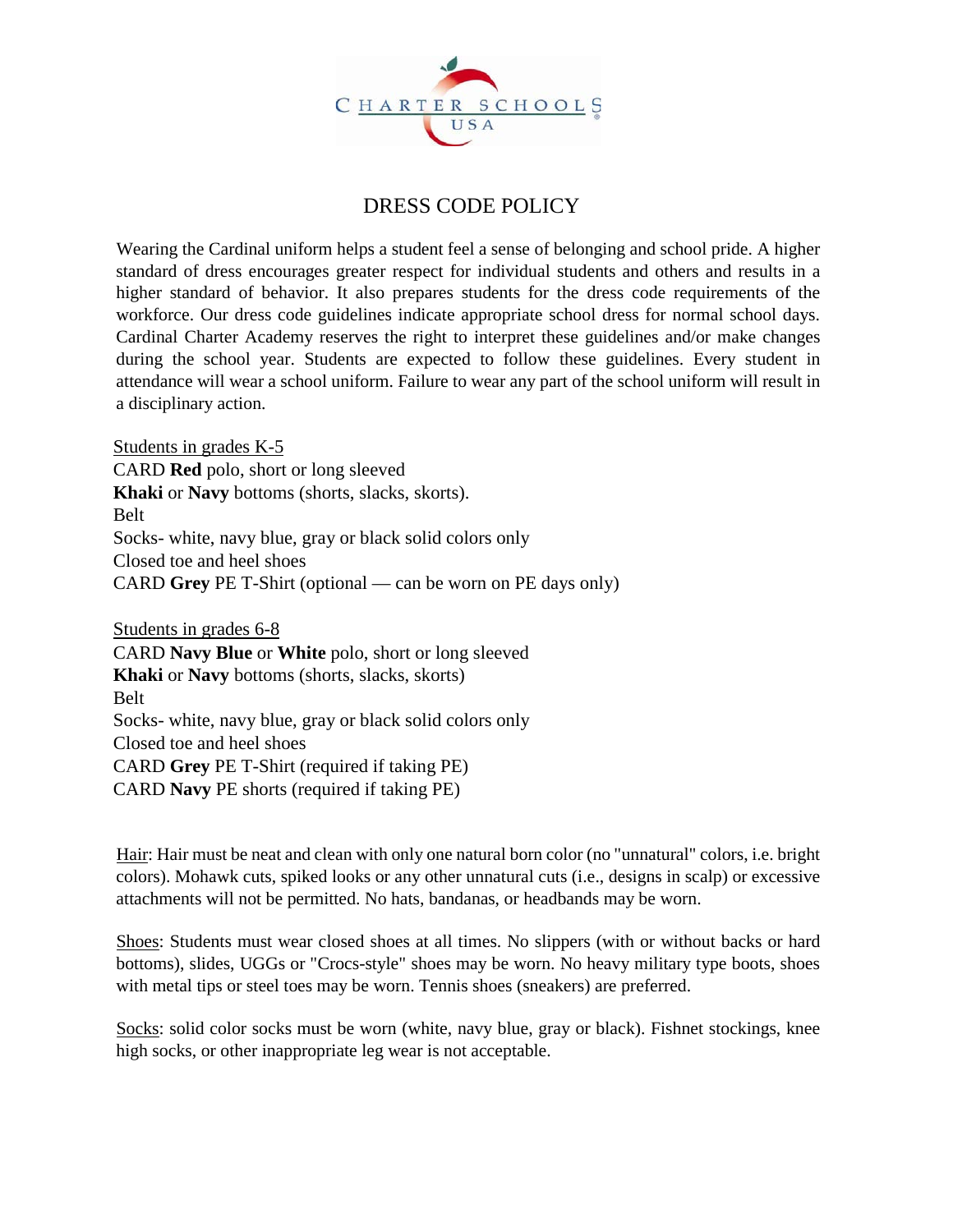# DRESS CODE POLICY

Wearing the Cardinal uniform helps a student feel a sense of belonging and school pride. A higher standard of dress encourages greater respect for individual students and others and results in a higher standard of behavior. It also prepares students for the dress code requirements of the workforce. Our dress code guidelines indicate appropriate school dress for normal school days. Cardinal Charter Academy reserves the right to interpret these guidelines and/or make changes during the school year. Students are expected to follow these guidelines. Every student in attendance will wear a school uniform. Failure to wear any part of the school uniform will result in a disciplinary action.

<u>Students in grades K-5</u>
CARD **Red** polo, short or long sleeved
**Khaki** or **Navy** bottoms (shorts, slacks, skorts).
Belt
Socks- white, navy blue, gray or black solid colors only
Closed toe and heel shoes
CARD **Grey** PE T-Shirt (optional — can be worn on PE days only)

<u>Students in grades 6-8</u>
CARD **Navy Blue** or **White** polo, short or long sleeved
**Khaki** or **Navy** bottoms (shorts, slacks, skorts)
Belt
Socks- white, navy blue, gray or black solid colors only
Closed toe and heel shoes
CARD **Grey** PE T-Shirt (required if taking PE)
CARD **Navy** PE shorts (required if taking PE)

<u>Hair</u>: Hair must be neat and clean with only one natural born color (no "unnatural" colors, i.e. bright colors). Mohawk cuts, spiked looks or any other unnatural cuts (i.e., designs in scalp) or excessive attachments will not be permitted. No hats, bandanas, or headbands may be worn.

<u>Shoes</u>: Students must wear closed shoes at all times. No slippers (with or without backs or hard bottoms), slides, UGGs or "Crocs-style" shoes may be worn. No heavy military type boots, shoes with metal tips or steel toes may be worn. Tennis shoes (sneakers) are preferred.

<u>Socks</u>: solid color socks must be worn (white, navy blue, gray or black). Fishnet stockings, knee high socks, or other inappropriate leg wear is not acceptable.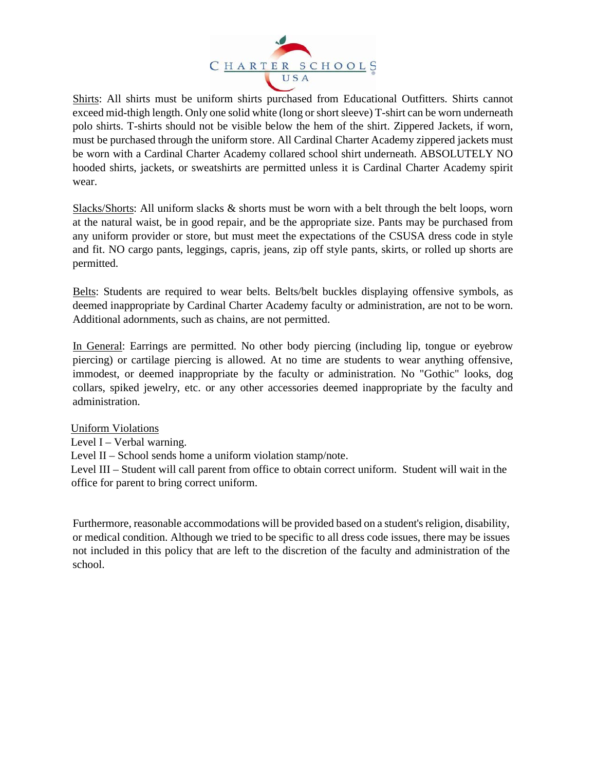Shirts: All shirts must be uniform shirts purchased from Educational Outfitters. Shirts cannot exceed mid-thigh length. Only one solid white (long or short sleeve) T-shirt can be worn underneath polo shirts. T-shirts should not be visible below the hem of the shirt. Zippered Jackets, if worn, must be purchased through the uniform store. All Cardinal Charter Academy zippered jackets must be worn with a Cardinal Charter Academy collared school shirt underneath. ABSOLUTELY NO hooded shirts, jackets, or sweatshirts are permitted unless it is Cardinal Charter Academy spirit wear.

Slacks/Shorts: All uniform slacks & shorts must be worn with a belt through the belt loops, worn at the natural waist, be in good repair, and be the appropriate size. Pants may be purchased from any uniform provider or store, but must meet the expectations of the CSUSA dress code in style and fit. NO cargo pants, leggings, capris, jeans, zip off style pants, skirts, or rolled up shorts are permitted.

Belts: Students are required to wear belts. Belts/belt buckles displaying offensive symbols, as deemed inappropriate by Cardinal Charter Academy faculty or administration, are not to be worn. Additional adornments, such as chains, are not permitted.

In General: Earrings are permitted. No other body piercing (including lip, tongue or eyebrow piercing) or cartilage piercing is allowed. At no time are students to wear anything offensive, immodest, or deemed inappropriate by the faculty or administration. No "Gothic" looks, dog collars, spiked jewelry, etc. or any other accessories deemed inappropriate by the faculty and administration.

Uniform Violations

Level I – Verbal warning.

Level II – School sends home a uniform violation stamp/note.

Level III – Student will call parent from office to obtain correct uniform. Student will wait in the office for parent to bring correct uniform.

Furthermore, reasonable accommodations will be provided based on a student's religion, disability, or medical condition. Although we tried to be specific to all dress code issues, there may be issues not included in this policy that are left to the discretion of the faculty and administration of the school.